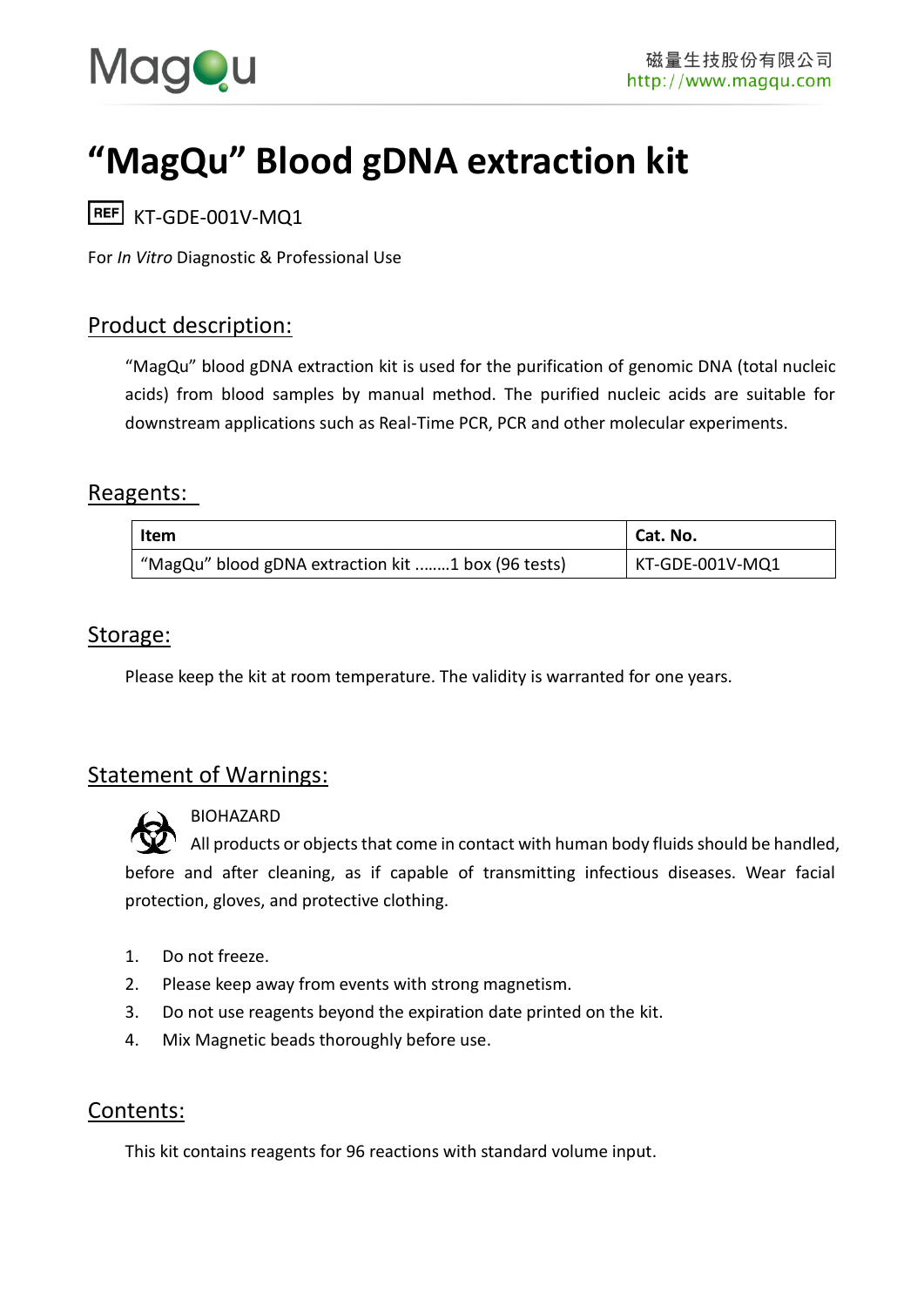# "MagQu" Blood gDNA extraction kit

REF KT-GDE-001V-MQ1

For *In Vitro* Diagnostic & Professional Use

## Product description:

"MagQu" blood gDNA extraction kit is used for the purification of genomic DNA (total nucleic acids) from blood samples by manual method. The purified nucleic acids are suitable for downstream applications such as Real-Time PCR, PCR and other molecular experiments.

## Reagents:

| Item | Cat. No. |
|---|---|
| "MagQu" blood gDNA extraction kit ........1 box (96 tests) | KT-GDE-001V-MQ1 |

## Storage:

Please keep the kit at room temperature. The validity is warranted for one years.

## Statement of Warnings:

BIOHAZARD

All products or objects that come in contact with human body fluids should be handled, before and after cleaning, as if capable of transmitting infectious diseases. Wear facial protection, gloves, and protective clothing.

1. Do not freeze.
2. Please keep away from events with strong magnetism.
3. Do not use reagents beyond the expiration date printed on the kit.
4. Mix Magnetic beads thoroughly before use.

## Contents:

This kit contains reagents for 96 reactions with standard volume input.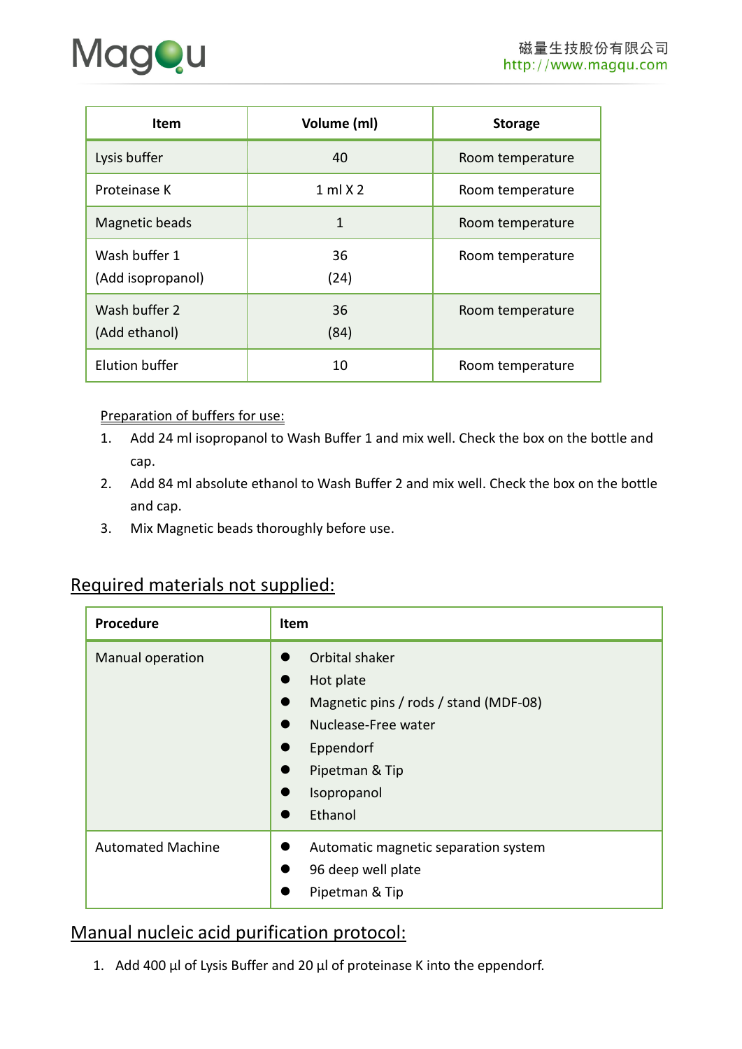| Item | Volume (ml) | Storage |
|---|---|---|
| Lysis buffer | 40 | Room temperature |
| Proteinase K | 1 ml X 2 | Room temperature |
| Magnetic beads | 1 | Room temperature |
| Wash buffer 1 (Add isopropanol) | 36 (24) | Room temperature |
| Wash buffer 2 (Add ethanol) | 36 (84) | Room temperature |
| Elution buffer | 10 | Room temperature |

Preparation of buffers for use:

1. Add 24 ml isopropanol to Wash Buffer 1 and mix well. Check the box on the bottle and cap.
2. Add 84 ml absolute ethanol to Wash Buffer 2 and mix well. Check the box on the bottle and cap.
3. Mix Magnetic beads thoroughly before use.

## Required materials not supplied:

| Procedure | Item |
|---|---|
| Manual operation | • Orbital shaker<br>• Hot plate<br>• Magnetic pins / rods / stand (MDF-08)<br>• Nuclease-Free water<br>• Eppendorf<br>• Pipetman & Tip<br>• Isopropanol<br>• Ethanol |
| Automated Machine | • Automatic magnetic separation system<br>• 96 deep well plate<br>• Pipetman & Tip |

## Manual nucleic acid purification protocol:

1. Add 400 μl of Lysis Buffer and 20 μl of proteinase K into the eppendorf.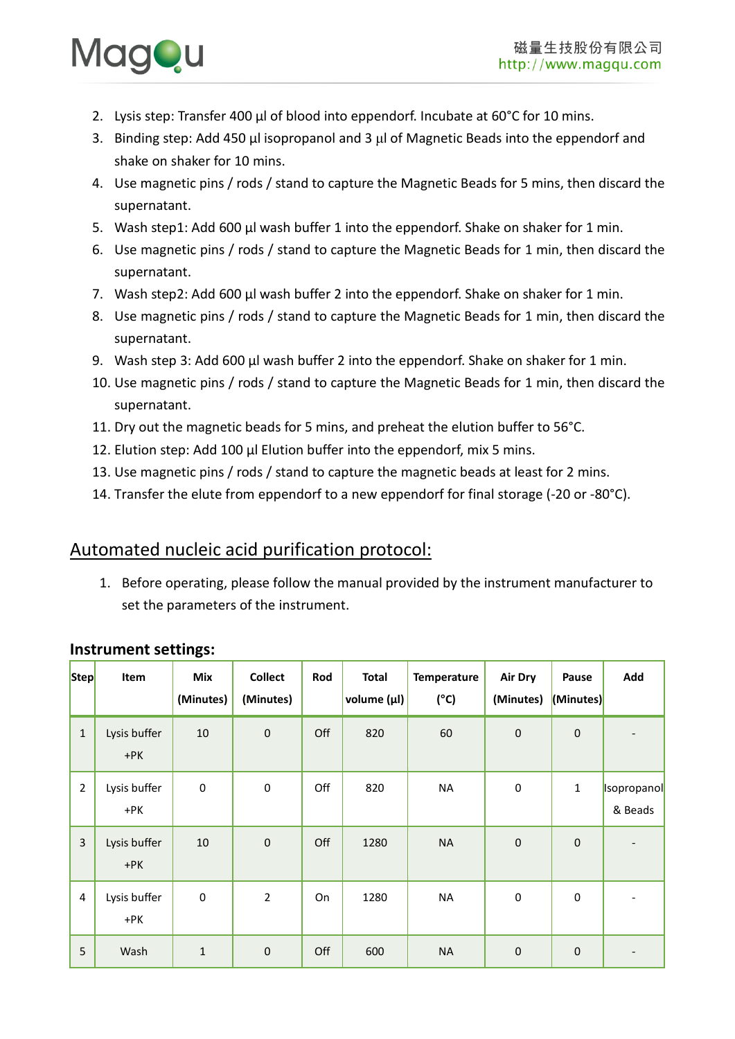2. Lysis step: Transfer 400 µl of blood into eppendorf. Incubate at 60°C for 10 mins.
3. Binding step: Add 450 µl isopropanol and 3 µl of Magnetic Beads into the eppendorf and shake on shaker for 10 mins.
4. Use magnetic pins / rods / stand to capture the Magnetic Beads for 5 mins, then discard the supernatant.
5. Wash step1: Add 600 µl wash buffer 1 into the eppendorf. Shake on shaker for 1 min.
6. Use magnetic pins / rods / stand to capture the Magnetic Beads for 1 min, then discard the supernatant.
7. Wash step2: Add 600 µl wash buffer 2 into the eppendorf. Shake on shaker for 1 min.
8. Use magnetic pins / rods / stand to capture the Magnetic Beads for 1 min, then discard the supernatant.
9. Wash step 3: Add 600 µl wash buffer 2 into the eppendorf. Shake on shaker for 1 min.
10. Use magnetic pins / rods / stand to capture the Magnetic Beads for 1 min, then discard the supernatant.
11. Dry out the magnetic beads for 5 mins, and preheat the elution buffer to 56°C.
12. Elution step: Add 100 µl Elution buffer into the eppendorf, mix 5 mins.
13. Use magnetic pins / rods / stand to capture the magnetic beads at least for 2 mins.
14. Transfer the elute from eppendorf to a new eppendorf for final storage (-20 or -80°C).

## Automated nucleic acid purification protocol:

1. Before operating, please follow the manual provided by the instrument manufacturer to set the parameters of the instrument.

### Instrument settings:

| Step | Item | Mix (Minutes) | Collect (Minutes) | Rod | Total volume (µl) | Temperature (°C) | Air Dry (Minutes) | Pause (Minutes) | Add |
|---|---|---|---|---|---|---|---|---|---|
| 1 | Lysis buffer +PK | 10 | 0 | Off | 820 | 60 | 0 | 0 | - |
| 2 | Lysis buffer +PK | 0 | 0 | Off | 820 | NA | 0 | 1 | Isopropanol & Beads |
| 3 | Lysis buffer +PK | 10 | 0 | Off | 1280 | NA | 0 | 0 | - |
| 4 | Lysis buffer +PK | 0 | 2 | On | 1280 | NA | 0 | 0 | - |
| 5 | Wash | 1 | 0 | Off | 600 | NA | 0 | 0 | - |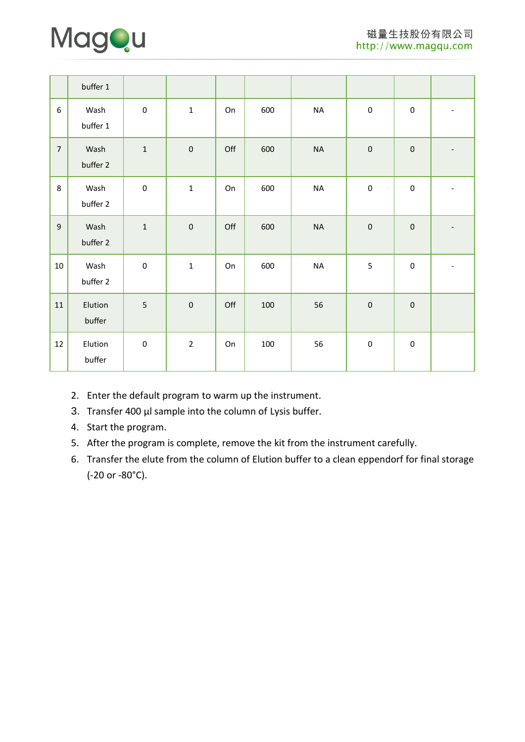|  | buffer 1 |  |  |  |  |  |  |  |  |
|---|---|---|---|---|---|---|---|---|---|
| 6 | Wash buffer 1 | 0 | 1 | On | 600 | NA | 0 | 0 | - |
| 7 | Wash buffer 2 | 1 | 0 | Off | 600 | NA | 0 | 0 | - |
| 8 | Wash buffer 2 | 0 | 1 | On | 600 | NA | 0 | 0 | - |
| 9 | Wash buffer 2 | 1 | 0 | Off | 600 | NA | 0 | 0 | - |
| 10 | Wash buffer 2 | 0 | 1 | On | 600 | NA | 5 | 0 | - |
| 11 | Elution buffer | 5 | 0 | Off | 100 | 56 | 0 | 0 |  |
| 12 | Elution buffer | 0 | 2 | On | 100 | 56 | 0 | 0 |  |

2. Enter the default program to warm up the instrument.
3. Transfer 400 μl sample into the column of Lysis buffer.
4. Start the program.
5. After the program is complete, remove the kit from the instrument carefully.
6. Transfer the elute from the column of Elution buffer to a clean eppendorf for final storage (-20 or -80°C).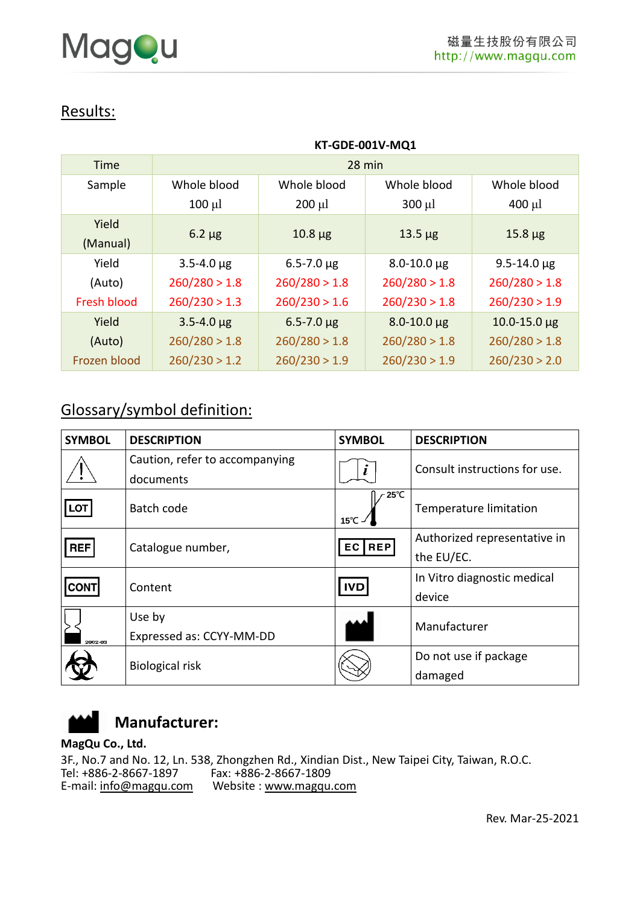## Results:

**KT-GDE-001V-MQ1**

| Time | 28 min | | | |
|---|---|---|---|---|
| Sample | Whole blood 100 µl | Whole blood 200 µl | Whole blood 300 µl | Whole blood 400 µl |
| Yield (Manual) | 6.2 µg | 10.8 µg | 13.5 µg | 15.8 µg |
| Yield (Auto) Fresh blood | 3.5-4.0 µg 260/280 > 1.8 260/230 > 1.3 | 6.5-7.0 µg 260/280 > 1.8 260/230 > 1.6 | 8.0-10.0 µg 260/280 > 1.8 260/230 > 1.8 | 9.5-14.0 µg 260/280 > 1.8 260/230 > 1.9 |
| Yield (Auto) Frozen blood | 3.5-4.0 µg 260/280 > 1.8 260/230 > 1.2 | 6.5-7.0 µg 260/280 > 1.8 260/230 > 1.9 | 8.0-10.0 µg 260/280 > 1.8 260/230 > 1.9 | 10.0-15.0 µg 260/280 > 1.8 260/230 > 2.0 |

## Glossary/symbol definition:

| SYMBOL | DESCRIPTION | SYMBOL | DESCRIPTION |
|---|---|---|---|
| | Caution, refer to accompanying documents | | Consult instructions for use. |
| LOT | Batch code | 15℃ 25℃ | Temperature limitation |
| REF | Catalogue number, | EC REP | Authorized representative in the EU/EC. |
| CONT | Content | IVD | In Vitro diagnostic medical device |
| 2002-03 | Use by Expressed as: CCYY-MM-DD | | Manufacturer |
| | Biological risk | | Do not use if package damaged |

## Manufacturer:

**MagQu Co., Ltd.**

3F., No.7 and No. 12, Ln. 538, Zhongzhen Rd., Xindian Dist., New Taipei City, Taiwan, R.O.C.
Tel: +886-2-8667-1897 Fax: +886-2-8667-1809
E-mail: info@magqu.com Website : www.magqu.com

Rev. Mar-25-2021